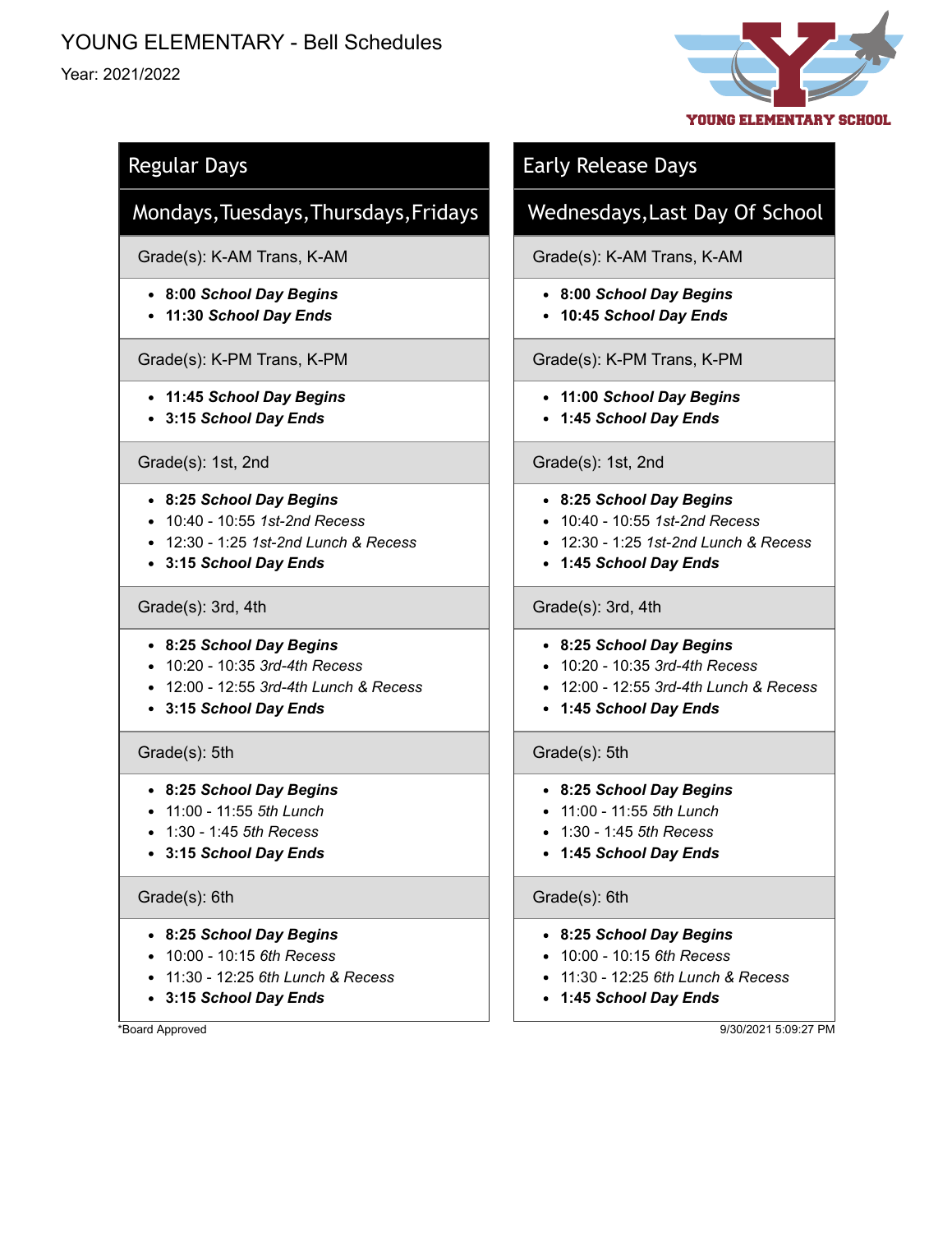# YOUNG ELEMENTARY - Bell Schedules

Year: 2021/2022

YOUNG ELEMENTARY SCHOOL

## Regular Days

### Mondays, Tuesdays, Thursdays, Fridays

**Grade(s): K-AM Trans, K-AM**

- **8:00 *School Day Begins***
- **11:30 *School Day Ends***

**Grade(s): K-PM Trans, K-PM**

- **11:45 *School Day Begins***
- **3:15 *School Day Ends***

**Grade(s): 1st, 2nd**

- **8:25 *School Day Begins***
- 10:40 - 10:55 *1st-2nd Recess*
- 12:30 - 1:25 *1st-2nd Lunch & Recess*
- **3:15 *School Day Ends***

**Grade(s): 3rd, 4th**

- **8:25 *School Day Begins***
- 10:20 - 10:35 *3rd-4th Recess*
- 12:00 - 12:55 *3rd-4th Lunch & Recess*
- **3:15 *School Day Ends***

**Grade(s): 5th**

- **8:25 *School Day Begins***
- 11:00 - 11:55 *5th Lunch*
- 1:30 - 1:45 *5th Recess*
- **3:15 *School Day Ends***

**Grade(s): 6th**

- **8:25 *School Day Begins***
- 10:00 - 10:15 *6th Recess*
- 11:30 - 12:25 *6th Lunch & Recess*
- **3:15 *School Day Ends***

## Early Release Days

### Wednesdays, Last Day Of School

**Grade(s): K-AM Trans, K-AM**

- **8:00 *School Day Begins***
- **10:45 *School Day Ends***

**Grade(s): K-PM Trans, K-PM**

- **11:00 *School Day Begins***
- **1:45 *School Day Ends***

**Grade(s): 1st, 2nd**

- **8:25 *School Day Begins***
- 10:40 - 10:55 *1st-2nd Recess*
- 12:30 - 1:25 *1st-2nd Lunch & Recess*
- **1:45 *School Day Ends***

**Grade(s): 3rd, 4th**

- **8:25 *School Day Begins***
- 10:20 - 10:35 *3rd-4th Recess*
- 12:00 - 12:55 *3rd-4th Lunch & Recess*
- **1:45 *School Day Ends***

**Grade(s): 5th**

- **8:25 *School Day Begins***
- 11:00 - 11:55 *5th Lunch*
- 1:30 - 1:45 *5th Recess*
- **1:45 *School Day Ends***

**Grade(s): 6th**

- **8:25 *School Day Begins***
- 10:00 - 10:15 *6th Recess*
- 11:30 - 12:25 *6th Lunch & Recess*
- **1:45 *School Day Ends***

*Board Approved

9/30/2021 5:09:27 PM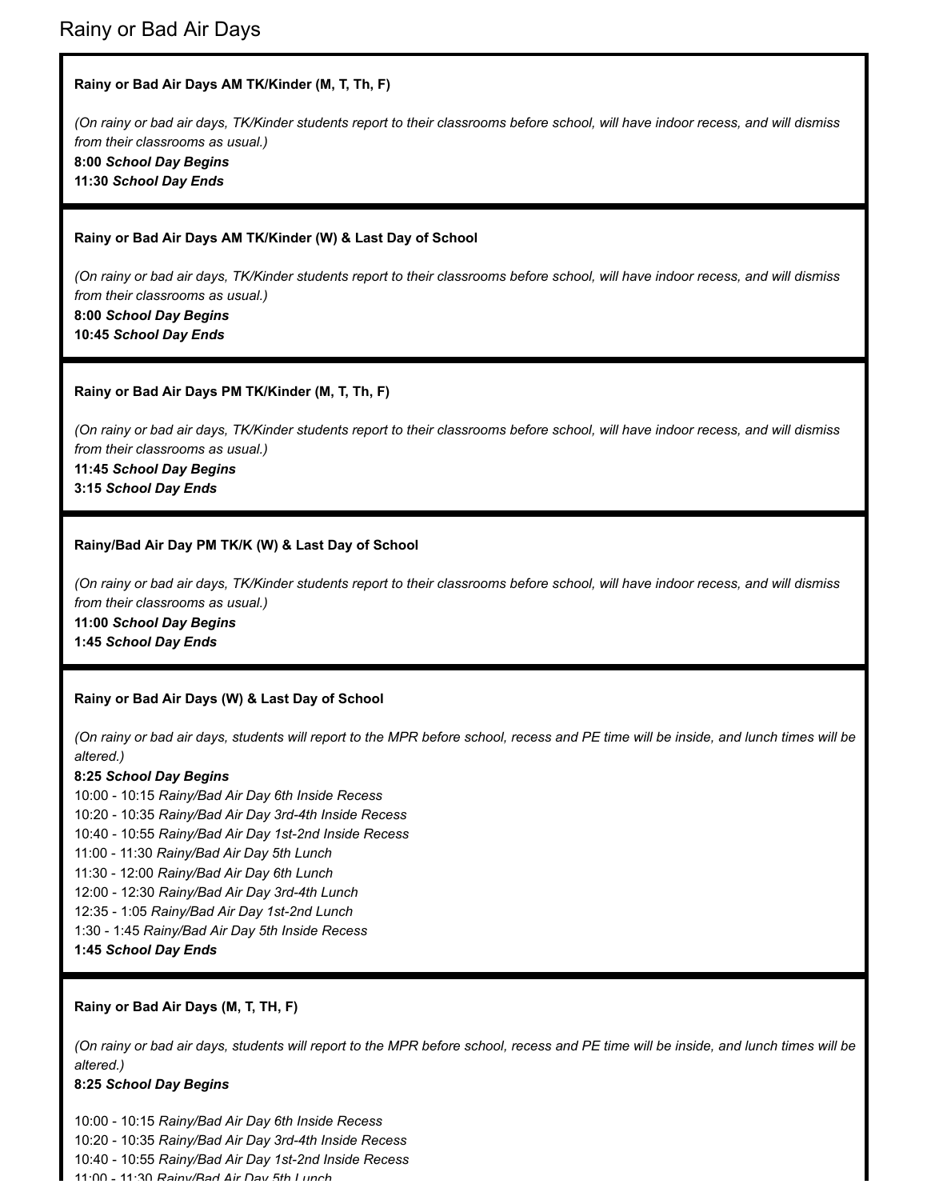## Rainy or Bad Air Days

**Rainy or Bad Air Days AM TK/Kinder (M, T, Th, F)**

*(On rainy or bad air days, TK/Kinder students report to their classrooms before school, will have indoor recess, and will dismiss from their classrooms as usual.)*
**8:00** ***School Day Begins***
**11:30** ***School Day Ends***

**Rainy or Bad Air Days AM TK/Kinder (W) & Last Day of School**

*(On rainy or bad air days, TK/Kinder students report to their classrooms before school, will have indoor recess, and will dismiss from their classrooms as usual.)*
**8:00** ***School Day Begins***
**10:45** ***School Day Ends***

**Rainy or Bad Air Days PM TK/Kinder (M, T, Th, F)**

*(On rainy or bad air days, TK/Kinder students report to their classrooms before school, will have indoor recess, and will dismiss from their classrooms as usual.)*
**11:45** ***School Day Begins***
**3:15** ***School Day Ends***

**Rainy/Bad Air Day PM TK/K (W) & Last Day of School**

*(On rainy or bad air days, TK/Kinder students report to their classrooms before school, will have indoor recess, and will dismiss from their classrooms as usual.)*
**11:00** ***School Day Begins***
**1:45** ***School Day Ends***

**Rainy or Bad Air Days (W) & Last Day of School**

*(On rainy or bad air days, students will report to the MPR before school, recess and PE time will be inside, and lunch times will be altered.)*
**8:25** ***School Day Begins***
10:00 - 10:15 *Rainy/Bad Air Day 6th Inside Recess*
10:20 - 10:35 *Rainy/Bad Air Day 3rd-4th Inside Recess*
10:40 - 10:55 *Rainy/Bad Air Day 1st-2nd Inside Recess*
11:00 - 11:30 *Rainy/Bad Air Day 5th Lunch*
11:30 - 12:00 *Rainy/Bad Air Day 6th Lunch*
12:00 - 12:30 *Rainy/Bad Air Day 3rd-4th Lunch*
12:35 - 1:05 *Rainy/Bad Air Day 1st-2nd Lunch*
1:30 - 1:45 *Rainy/Bad Air Day 5th Inside Recess*
**1:45** ***School Day Ends***

**Rainy or Bad Air Days (M, T, TH, F)**

*(On rainy or bad air days, students will report to the MPR before school, recess and PE time will be inside, and lunch times will be altered.)*
**8:25** ***School Day Begins***

10:00 - 10:15 *Rainy/Bad Air Day 6th Inside Recess*
10:20 - 10:35 *Rainy/Bad Air Day 3rd-4th Inside Recess*
10:40 - 10:55 *Rainy/Bad Air Day 1st-2nd Inside Recess*
11:00 - 11:30 *Rainy/Bad Air Day 5th Lunch*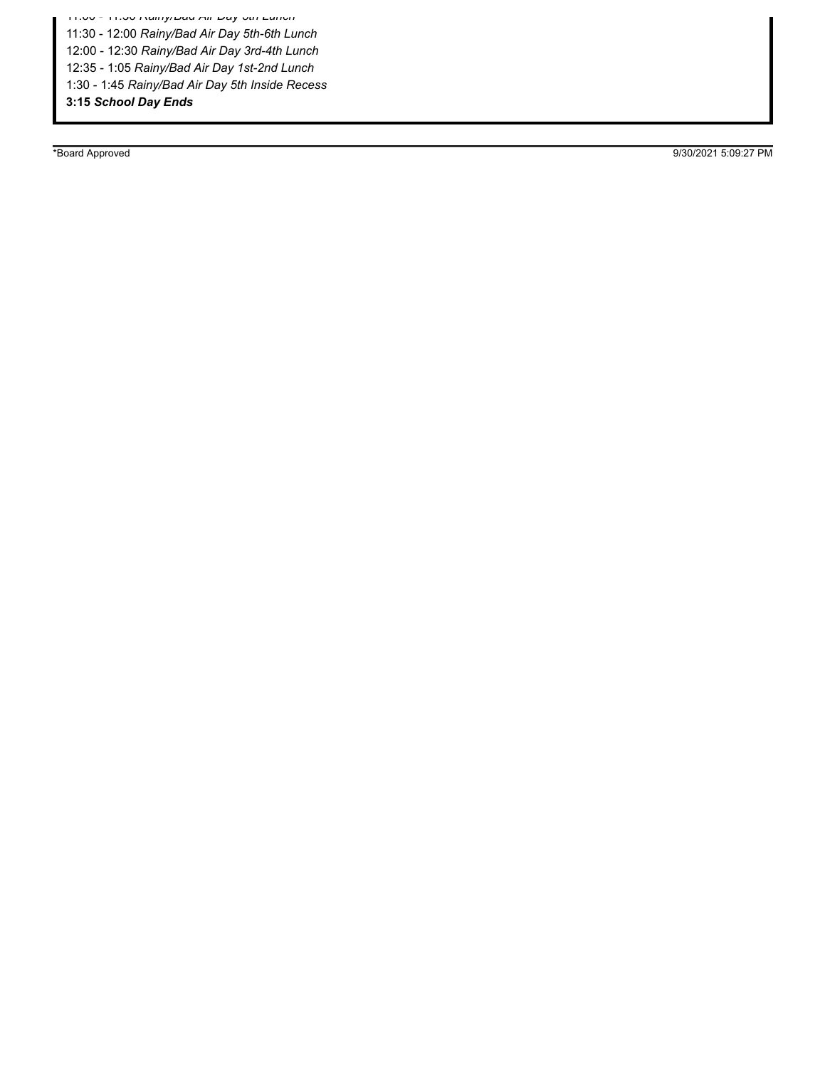11:00 - 11:30 *Rainy/Bad Air Day 6th Lunch*

11:30 - 12:00 *Rainy/Bad Air Day 5th-6th Lunch*

12:00 - 12:30 *Rainy/Bad Air Day 3rd-4th Lunch*

12:35 - 1:05 *Rainy/Bad Air Day 1st-2nd Lunch*

1:30 - 1:45 *Rainy/Bad Air Day 5th Inside Recess*

**3:15 *School Day Ends***

*Board Approved